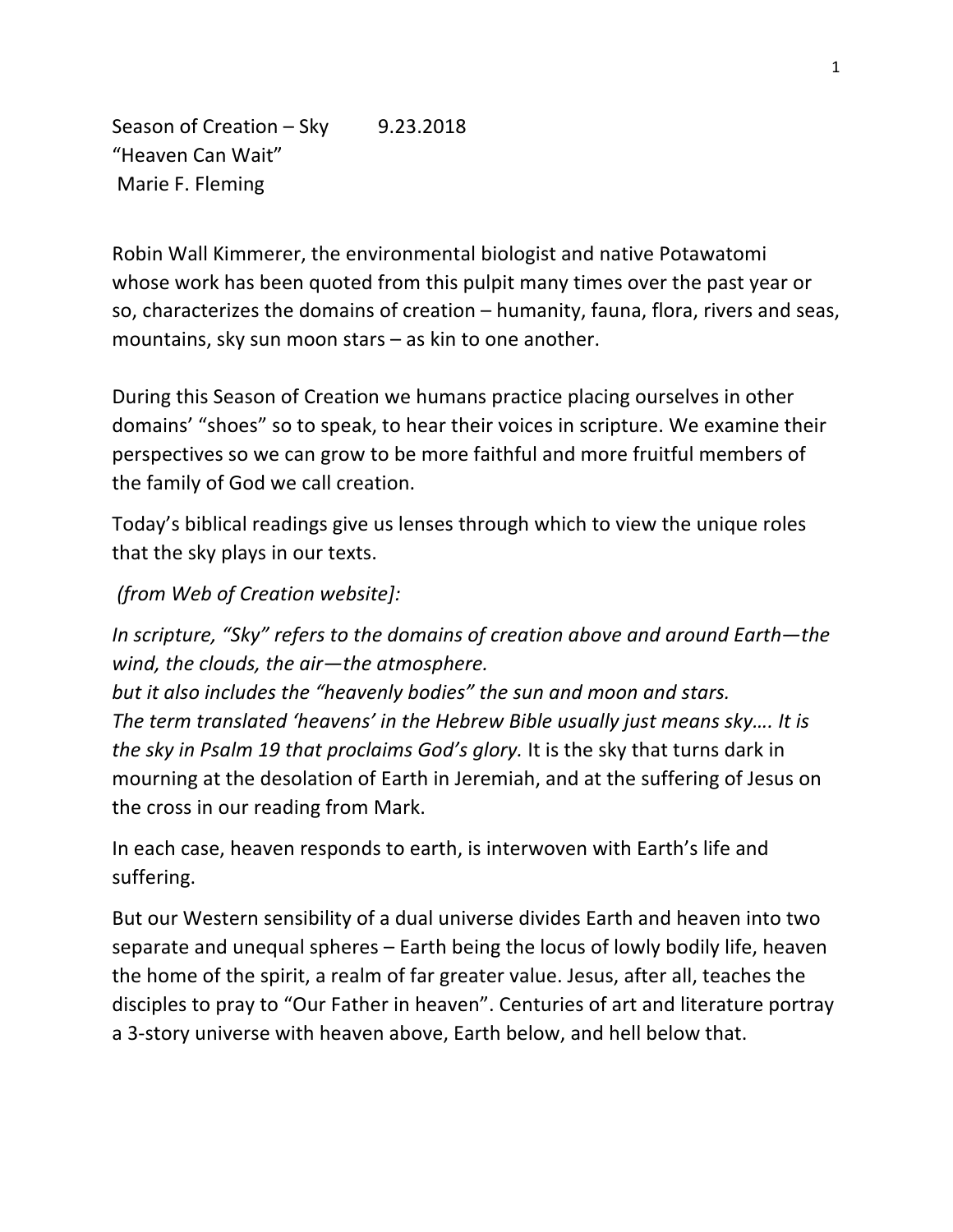Season of Creation – Sky 9.23.2018
"Heaven Can Wait"
Marie F. Fleming

Robin Wall Kimmerer, the environmental biologist and native Potawatomi whose work has been quoted from this pulpit many times over the past year or so, characterizes the domains of creation – humanity, fauna, flora, rivers and seas, mountains, sky sun moon stars – as kin to one another.

During this Season of Creation we humans practice placing ourselves in other domains' "shoes" so to speak, to hear their voices in scripture. We examine their perspectives so we can grow to be more faithful and more fruitful members of the family of God we call creation.

Today's biblical readings give us lenses through which to view the unique roles that the sky plays in our texts.

*(from Web of Creation website]:*

*In scripture, "Sky" refers to the domains of creation above and around Earth—the wind, the clouds, the air—the atmosphere.*
*but it also includes the "heavenly bodies" the sun and moon and stars.*
*The term translated 'heavens' in the Hebrew Bible usually just means sky…. It is the sky in Psalm 19 that proclaims God's glory.* It is the sky that turns dark in mourning at the desolation of Earth in Jeremiah, and at the suffering of Jesus on the cross in our reading from Mark.

In each case, heaven responds to earth, is interwoven with Earth's life and suffering.

But our Western sensibility of a dual universe divides Earth and heaven into two separate and unequal spheres – Earth being the locus of lowly bodily life, heaven the home of the spirit, a realm of far greater value. Jesus, after all, teaches the disciples to pray to "Our Father in heaven". Centuries of art and literature portray a 3-story universe with heaven above, Earth below, and hell below that.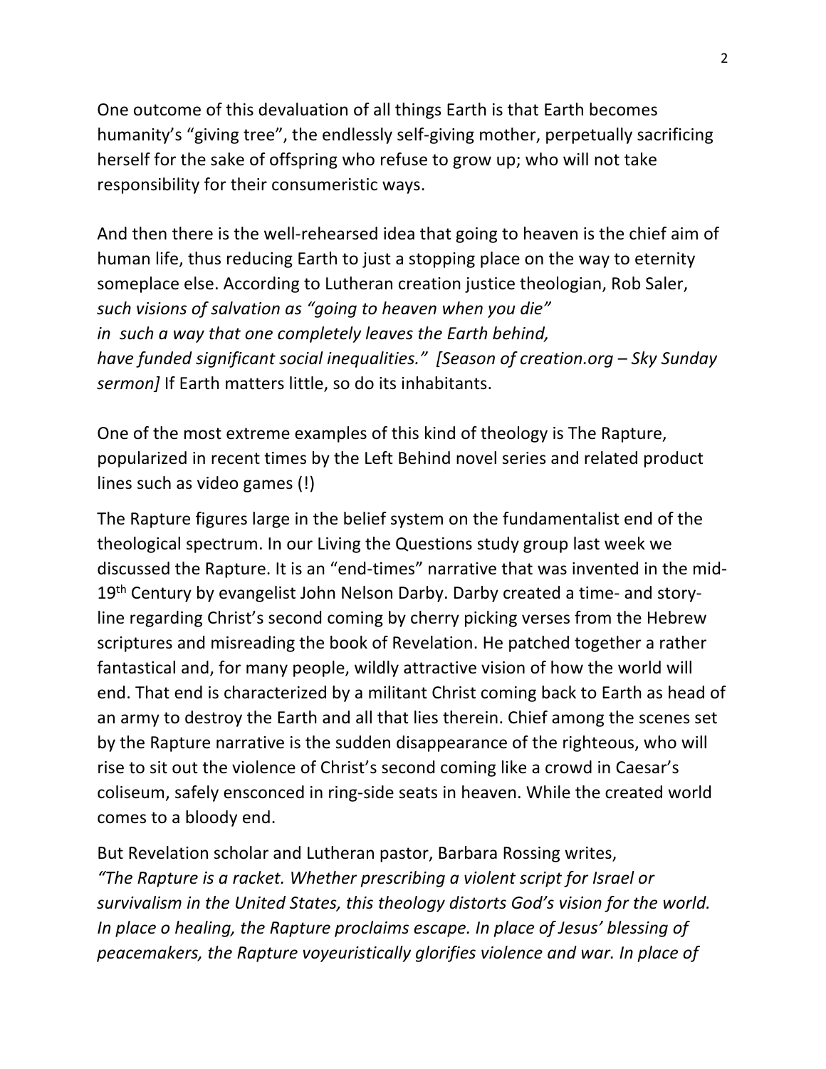One outcome of this devaluation of all things Earth is that Earth becomes humanity's "giving tree", the endlessly self-giving mother, perpetually sacrificing herself for the sake of offspring who refuse to grow up; who will not take responsibility for their consumeristic ways.

And then there is the well-rehearsed idea that going to heaven is the chief aim of human life, thus reducing Earth to just a stopping place on the way to eternity someplace else. According to Lutheran creation justice theologian, Rob Saler, *such visions of salvation as "going to heaven when you die" in such a way that one completely leaves the Earth behind, have funded significant social inequalities." [Season of creation.org – Sky Sunday sermon]* If Earth matters little, so do its inhabitants.

One of the most extreme examples of this kind of theology is The Rapture, popularized in recent times by the Left Behind novel series and related product lines such as video games (!)

The Rapture figures large in the belief system on the fundamentalist end of the theological spectrum. In our Living the Questions study group last week we discussed the Rapture. It is an "end-times" narrative that was invented in the mid-19th Century by evangelist John Nelson Darby. Darby created a time- and story-line regarding Christ's second coming by cherry picking verses from the Hebrew scriptures and misreading the book of Revelation. He patched together a rather fantastical and, for many people, wildly attractive vision of how the world will end. That end is characterized by a militant Christ coming back to Earth as head of an army to destroy the Earth and all that lies therein. Chief among the scenes set by the Rapture narrative is the sudden disappearance of the righteous, who will rise to sit out the violence of Christ's second coming like a crowd in Caesar's coliseum, safely ensconced in ring-side seats in heaven. While the created world comes to a bloody end.

But Revelation scholar and Lutheran pastor, Barbara Rossing writes, *"The Rapture is a racket. Whether prescribing a violent script for Israel or survivalism in the United States, this theology distorts God's vision for the world. In place o healing, the Rapture proclaims escape. In place of Jesus' blessing of peacemakers, the Rapture voyeuristically glorifies violence and war. In place of*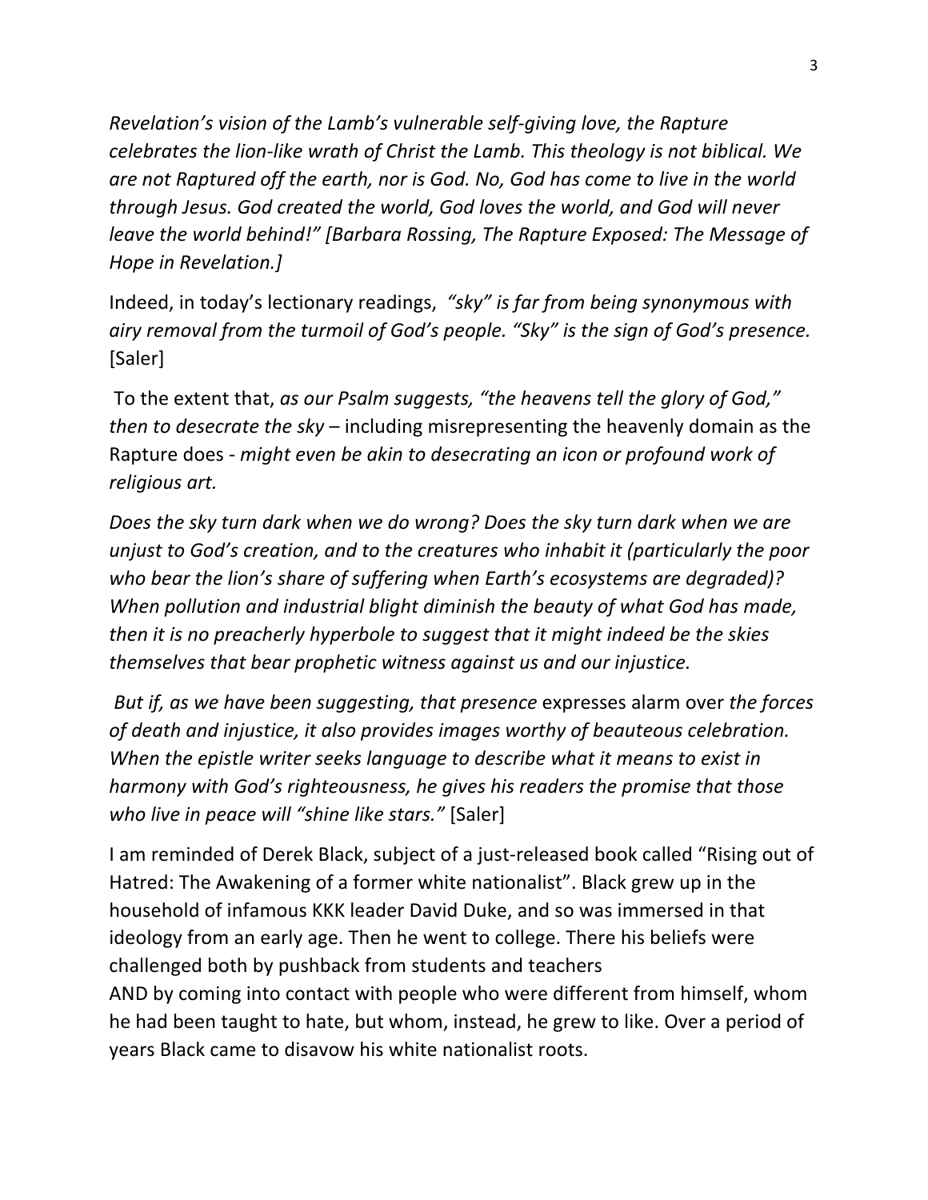*Revelation's vision of the Lamb's vulnerable self-giving love, the Rapture celebrates the lion-like wrath of Christ the Lamb. This theology is not biblical. We are not Raptured off the earth, nor is God. No, God has come to live in the world through Jesus. God created the world, God loves the world, and God will never leave the world behind!" [Barbara Rossing, The Rapture Exposed: The Message of Hope in Revelation.]*

Indeed, in today's lectionary readings, *"sky" is far from being synonymous with airy removal from the turmoil of God's people. "Sky" is the sign of God's presence.* [Saler]

To the extent that, *as our Psalm suggests, "the heavens tell the glory of God," then to desecrate the sky* – including misrepresenting the heavenly domain as the Rapture does - *might even be akin to desecrating an icon or profound work of religious art.*

*Does the sky turn dark when we do wrong? Does the sky turn dark when we are unjust to God's creation, and to the creatures who inhabit it (particularly the poor who bear the lion's share of suffering when Earth's ecosystems are degraded)? When pollution and industrial blight diminish the beauty of what God has made, then it is no preacherly hyperbole to suggest that it might indeed be the skies themselves that bear prophetic witness against us and our injustice.*

*But if, as we have been suggesting, that presence* expresses alarm over *the forces of death and injustice, it also provides images worthy of beauteous celebration. When the epistle writer seeks language to describe what it means to exist in harmony with God's righteousness, he gives his readers the promise that those who live in peace will "shine like stars."* [Saler]

I am reminded of Derek Black, subject of a just-released book called "Rising out of Hatred: The Awakening of a former white nationalist". Black grew up in the household of infamous KKK leader David Duke, and so was immersed in that ideology from an early age. Then he went to college. There his beliefs were challenged both by pushback from students and teachers
AND by coming into contact with people who were different from himself, whom he had been taught to hate, but whom, instead, he grew to like. Over a period of years Black came to disavow his white nationalist roots.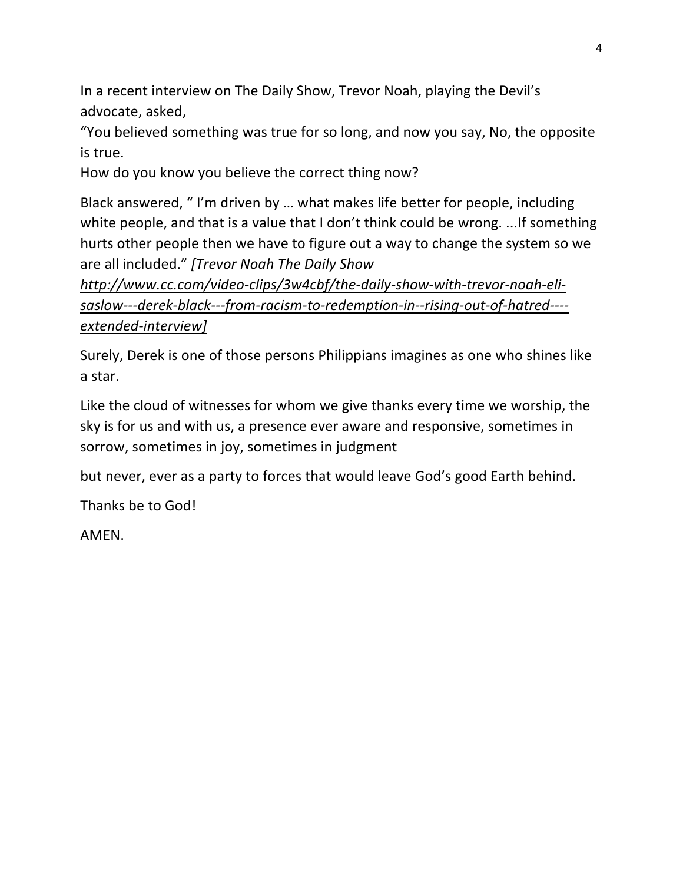In a recent interview on The Daily Show, Trevor Noah, playing the Devil's advocate, asked,

"You believed something was true for so long, and now you say, No, the opposite is true.

How do you know you believe the correct thing now?

Black answered, " I'm driven by … what makes life better for people, including white people, and that is a value that I don't think could be wrong. ...If something hurts other people then we have to figure out a way to change the system so we are all included." *[Trevor Noah The Daily Show* *http://www.cc.com/video-clips/3w4cbf/the-daily-show-with-trevor-noah-eli-saslow---derek-black---from-racism-to-redemption-in--rising-out-of-hatred----extended-interview]*

Surely, Derek is one of those persons Philippians imagines as one who shines like a star.

Like the cloud of witnesses for whom we give thanks every time we worship, the sky is for us and with us, a presence ever aware and responsive, sometimes in sorrow, sometimes in joy, sometimes in judgment

but never, ever as a party to forces that would leave God's good Earth behind.

Thanks be to God!

AMEN.